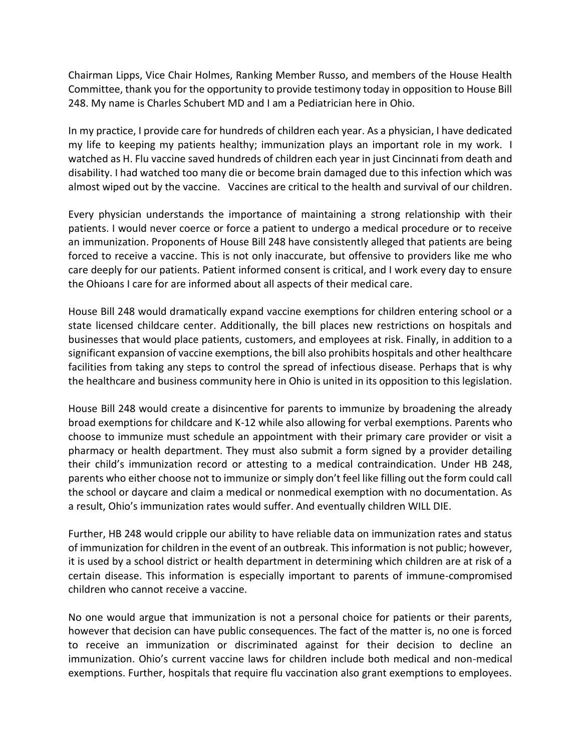Chairman Lipps, Vice Chair Holmes, Ranking Member Russo, and members of the House Health Committee, thank you for the opportunity to provide testimony today in opposition to House Bill 248. My name is Charles Schubert MD and I am a Pediatrician here in Ohio.

In my practice, I provide care for hundreds of children each year. As a physician, I have dedicated my life to keeping my patients healthy; immunization plays an important role in my work. I watched as H. Flu vaccine saved hundreds of children each year in just Cincinnati from death and disability. I had watched too many die or become brain damaged due to this infection which was almost wiped out by the vaccine. Vaccines are critical to the health and survival of our children.

Every physician understands the importance of maintaining a strong relationship with their patients. I would never coerce or force a patient to undergo a medical procedure or to receive an immunization. Proponents of House Bill 248 have consistently alleged that patients are being forced to receive a vaccine. This is not only inaccurate, but offensive to providers like me who care deeply for our patients. Patient informed consent is critical, and I work every day to ensure the Ohioans I care for are informed about all aspects of their medical care.

House Bill 248 would dramatically expand vaccine exemptions for children entering school or a state licensed childcare center. Additionally, the bill places new restrictions on hospitals and businesses that would place patients, customers, and employees at risk. Finally, in addition to a significant expansion of vaccine exemptions, the bill also prohibits hospitals and other healthcare facilities from taking any steps to control the spread of infectious disease. Perhaps that is why the healthcare and business community here in Ohio is united in its opposition to this legislation.

House Bill 248 would create a disincentive for parents to immunize by broadening the already broad exemptions for childcare and K-12 while also allowing for verbal exemptions. Parents who choose to immunize must schedule an appointment with their primary care provider or visit a pharmacy or health department. They must also submit a form signed by a provider detailing their child's immunization record or attesting to a medical contraindication. Under HB 248, parents who either choose not to immunize or simply don't feel like filling out the form could call the school or daycare and claim a medical or nonmedical exemption with no documentation. As a result, Ohio's immunization rates would suffer. And eventually children WILL DIE.

Further, HB 248 would cripple our ability to have reliable data on immunization rates and status of immunization for children in the event of an outbreak. This information is not public; however, it is used by a school district or health department in determining which children are at risk of a certain disease. This information is especially important to parents of immune-compromised children who cannot receive a vaccine.

No one would argue that immunization is not a personal choice for patients or their parents, however that decision can have public consequences. The fact of the matter is, no one is forced to receive an immunization or discriminated against for their decision to decline an immunization. Ohio's current vaccine laws for children include both medical and non-medical exemptions. Further, hospitals that require flu vaccination also grant exemptions to employees.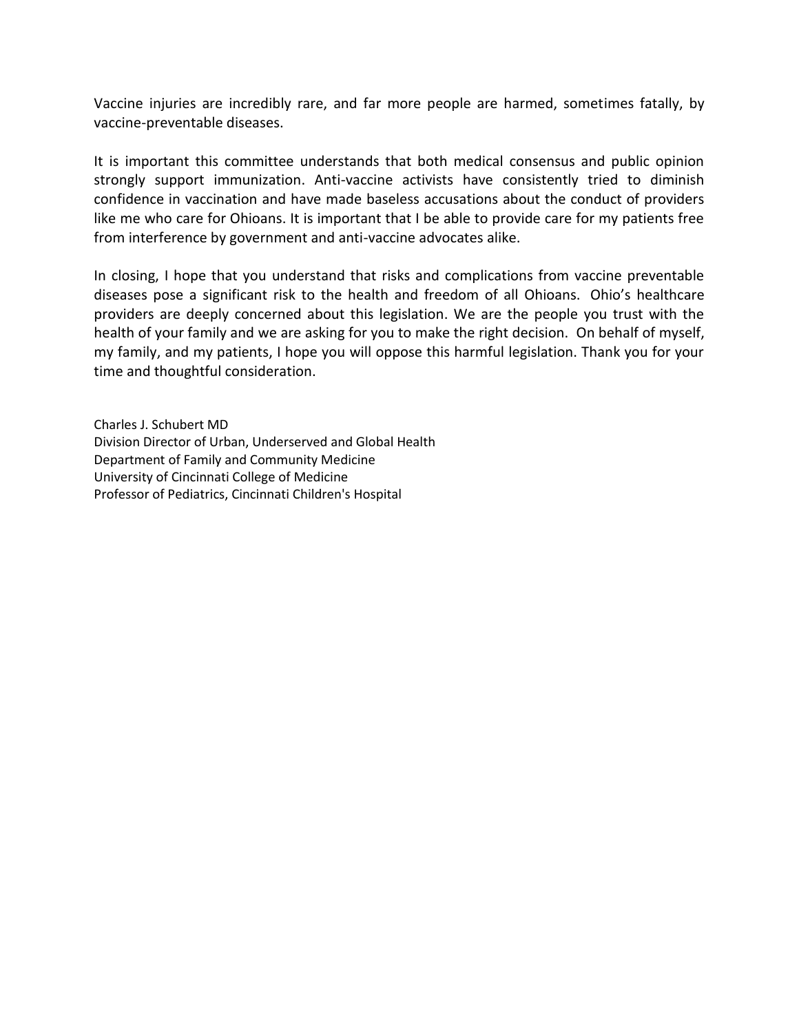Vaccine injuries are incredibly rare, and far more people are harmed, sometimes fatally, by vaccine-preventable diseases.

It is important this committee understands that both medical consensus and public opinion strongly support immunization. Anti-vaccine activists have consistently tried to diminish confidence in vaccination and have made baseless accusations about the conduct of providers like me who care for Ohioans. It is important that I be able to provide care for my patients free from interference by government and anti-vaccine advocates alike.

In closing, I hope that you understand that risks and complications from vaccine preventable diseases pose a significant risk to the health and freedom of all Ohioans. Ohio's healthcare providers are deeply concerned about this legislation. We are the people you trust with the health of your family and we are asking for you to make the right decision. On behalf of myself, my family, and my patients, I hope you will oppose this harmful legislation. Thank you for your time and thoughtful consideration.

Charles J. Schubert MD
Division Director of Urban, Underserved and Global Health
Department of Family and Community Medicine
University of Cincinnati College of Medicine
Professor of Pediatrics, Cincinnati Children's Hospital